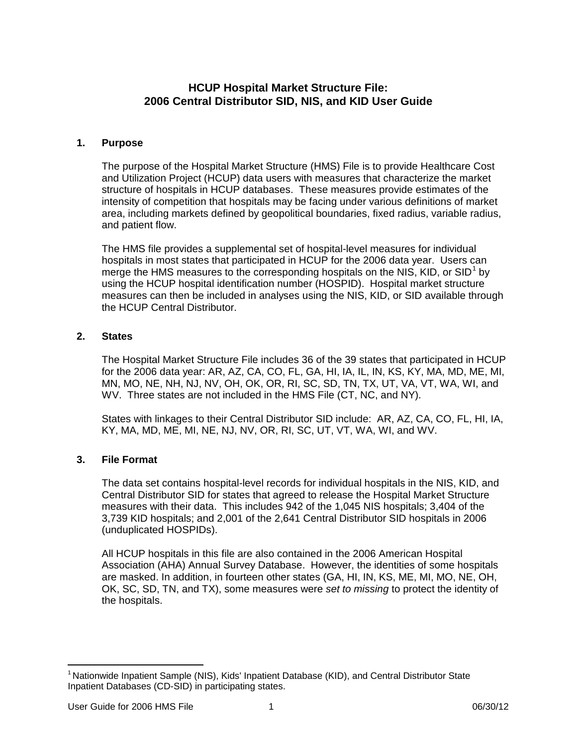# HCUP Hospital Market Structure File: 2006 Central Distributor SID, NIS, and KID User Guide

## 1. Purpose

The purpose of the Hospital Market Structure (HMS) File is to provide Healthcare Cost and Utilization Project (HCUP) data users with measures that characterize the market structure of hospitals in HCUP databases. These measures provide estimates of the intensity of competition that hospitals may be facing under various definitions of market area, including markets defined by geopolitical boundaries, fixed radius, variable radius, and patient flow.

The HMS file provides a supplemental set of hospital-level measures for individual hospitals in most states that participated in HCUP for the 2006 data year. Users can merge the HMS measures to the corresponding hospitals on the NIS, KID, or SID[1] by using the HCUP hospital identification number (HOSPID). Hospital market structure measures can then be included in analyses using the NIS, KID, or SID available through the HCUP Central Distributor.

## 2. States

The Hospital Market Structure File includes 36 of the 39 states that participated in HCUP for the 2006 data year: AR, AZ, CA, CO, FL, GA, HI, IA, IL, IN, KS, KY, MA, MD, ME, MI, MN, MO, NE, NH, NJ, NV, OH, OK, OR, RI, SC, SD, TN, TX, UT, VA, VT, WA, WI, and WV. Three states are not included in the HMS File (CT, NC, and NY).

States with linkages to their Central Distributor SID include: AR, AZ, CA, CO, FL, HI, IA, KY, MA, MD, ME, MI, NE, NJ, NV, OR, RI, SC, UT, VT, WA, WI, and WV.

## 3. File Format

The data set contains hospital-level records for individual hospitals in the NIS, KID, and Central Distributor SID for states that agreed to release the Hospital Market Structure measures with their data. This includes 942 of the 1,045 NIS hospitals; 3,404 of the 3,739 KID hospitals; and 2,001 of the 2,641 Central Distributor SID hospitals in 2006 (unduplicated HOSPIDs).

All HCUP hospitals in this file are also contained in the 2006 American Hospital Association (AHA) Annual Survey Database. However, the identities of some hospitals are masked. In addition, in fourteen other states (GA, HI, IN, KS, ME, MI, MO, NE, OH, OK, SC, SD, TN, and TX), some measures were *set to missing* to protect the identity of the hospitals.

---

[1] Nationwide Inpatient Sample (NIS), Kids' Inpatient Database (KID), and Central Distributor State Inpatient Databases (CD-SID) in participating states.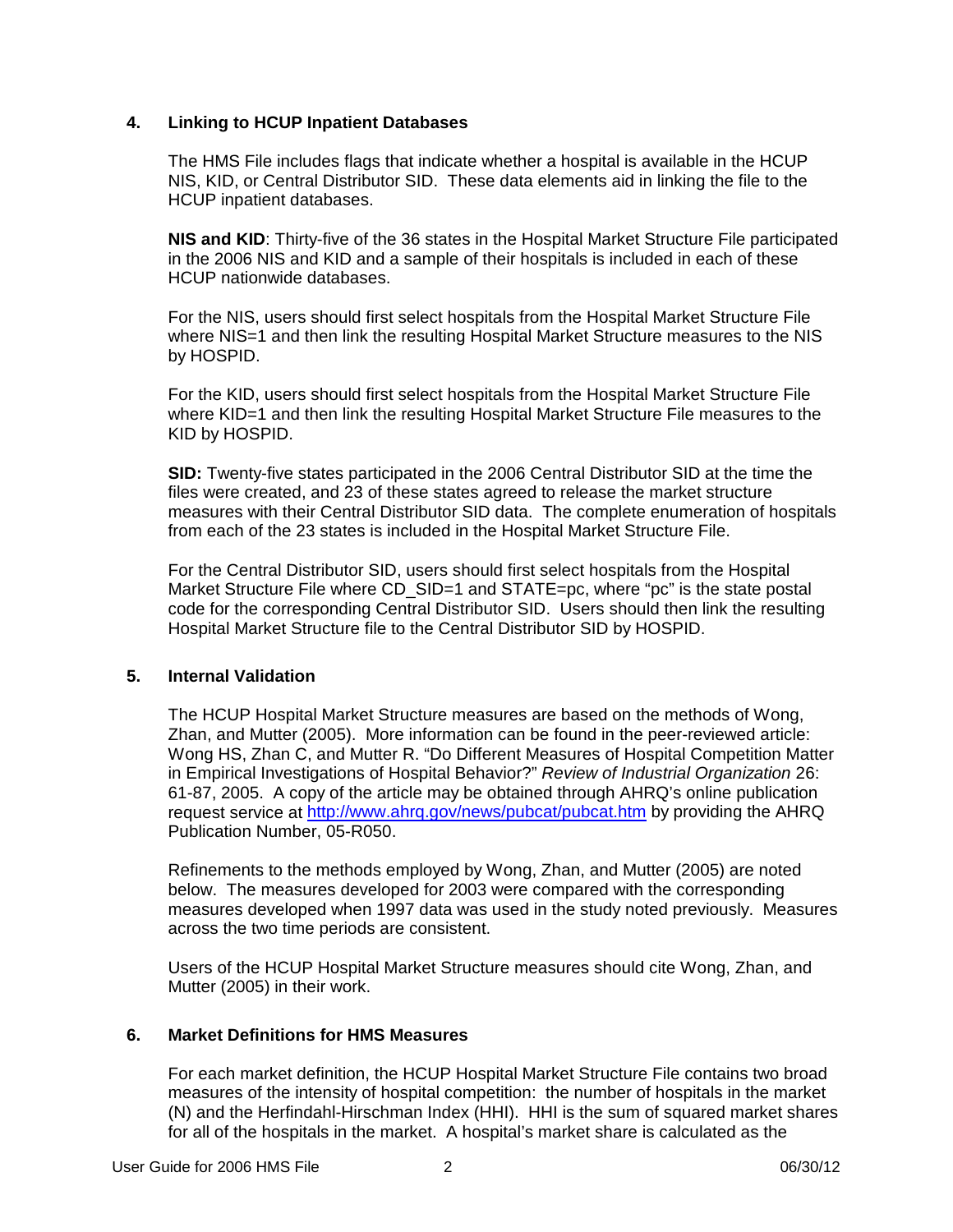## 4. Linking to HCUP Inpatient Databases

The HMS File includes flags that indicate whether a hospital is available in the HCUP NIS, KID, or Central Distributor SID. These data elements aid in linking the file to the HCUP inpatient databases.

**NIS and KID**: Thirty-five of the 36 states in the Hospital Market Structure File participated in the 2006 NIS and KID and a sample of their hospitals is included in each of these HCUP nationwide databases.

For the NIS, users should first select hospitals from the Hospital Market Structure File where NIS=1 and then link the resulting Hospital Market Structure measures to the NIS by HOSPID.

For the KID, users should first select hospitals from the Hospital Market Structure File where KID=1 and then link the resulting Hospital Market Structure File measures to the KID by HOSPID.

**SID:** Twenty-five states participated in the 2006 Central Distributor SID at the time the files were created, and 23 of these states agreed to release the market structure measures with their Central Distributor SID data. The complete enumeration of hospitals from each of the 23 states is included in the Hospital Market Structure File.

For the Central Distributor SID, users should first select hospitals from the Hospital Market Structure File where CD_SID=1 and STATE=pc, where "pc" is the state postal code for the corresponding Central Distributor SID. Users should then link the resulting Hospital Market Structure file to the Central Distributor SID by HOSPID.

## 5. Internal Validation

The HCUP Hospital Market Structure measures are based on the methods of Wong, Zhan, and Mutter (2005). More information can be found in the peer-reviewed article: Wong HS, Zhan C, and Mutter R. "Do Different Measures of Hospital Competition Matter in Empirical Investigations of Hospital Behavior?" *Review of Industrial Organization* 26: 61-87, 2005. A copy of the article may be obtained through AHRQ's online publication request service at [http://www.ahrq.gov/news/pubcat/pubcat.htm](http://www.ahrq.gov/news/pubcat/pubcat.htm) by providing the AHRQ Publication Number, 05-R050.

Refinements to the methods employed by Wong, Zhan, and Mutter (2005) are noted below. The measures developed for 2003 were compared with the corresponding measures developed when 1997 data was used in the study noted previously. Measures across the two time periods are consistent.

Users of the HCUP Hospital Market Structure measures should cite Wong, Zhan, and Mutter (2005) in their work.

## 6. Market Definitions for HMS Measures

For each market definition, the HCUP Hospital Market Structure File contains two broad measures of the intensity of hospital competition: the number of hospitals in the market (N) and the Herfindahl-Hirschman Index (HHI). HHI is the sum of squared market shares for all of the hospitals in the market. A hospital's market share is calculated as the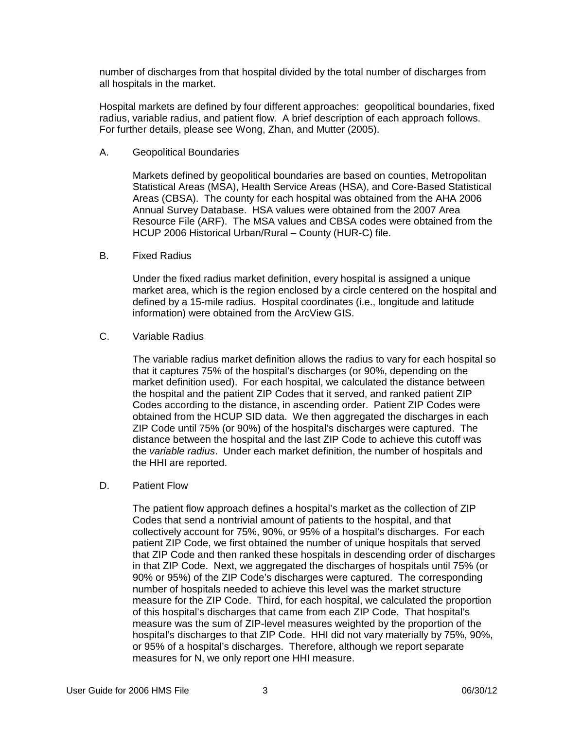number of discharges from that hospital divided by the total number of discharges from all hospitals in the market.

Hospital markets are defined by four different approaches: geopolitical boundaries, fixed radius, variable radius, and patient flow. A brief description of each approach follows. For further details, please see Wong, Zhan, and Mutter (2005).

### A. Geopolitical Boundaries

Markets defined by geopolitical boundaries are based on counties, Metropolitan Statistical Areas (MSA), Health Service Areas (HSA), and Core-Based Statistical Areas (CBSA). The county for each hospital was obtained from the AHA 2006 Annual Survey Database. HSA values were obtained from the 2007 Area Resource File (ARF). The MSA values and CBSA codes were obtained from the HCUP 2006 Historical Urban/Rural – County (HUR-C) file.

### B. Fixed Radius

Under the fixed radius market definition, every hospital is assigned a unique market area, which is the region enclosed by a circle centered on the hospital and defined by a 15-mile radius. Hospital coordinates (i.e., longitude and latitude information) were obtained from the ArcView GIS.

### C. Variable Radius

The variable radius market definition allows the radius to vary for each hospital so that it captures 75% of the hospital's discharges (or 90%, depending on the market definition used). For each hospital, we calculated the distance between the hospital and the patient ZIP Codes that it served, and ranked patient ZIP Codes according to the distance, in ascending order. Patient ZIP Codes were obtained from the HCUP SID data. We then aggregated the discharges in each ZIP Code until 75% (or 90%) of the hospital's discharges were captured. The distance between the hospital and the last ZIP Code to achieve this cutoff was the *variable radius*. Under each market definition, the number of hospitals and the HHI are reported.

### D. Patient Flow

The patient flow approach defines a hospital's market as the collection of ZIP Codes that send a nontrivial amount of patients to the hospital, and that collectively account for 75%, 90%, or 95% of a hospital's discharges. For each patient ZIP Code, we first obtained the number of unique hospitals that served that ZIP Code and then ranked these hospitals in descending order of discharges in that ZIP Code. Next, we aggregated the discharges of hospitals until 75% (or 90% or 95%) of the ZIP Code's discharges were captured. The corresponding number of hospitals needed to achieve this level was the market structure measure for the ZIP Code. Third, for each hospital, we calculated the proportion of this hospital's discharges that came from each ZIP Code. That hospital's measure was the sum of ZIP-level measures weighted by the proportion of the hospital's discharges to that ZIP Code. HHI did not vary materially by 75%, 90%, or 95% of a hospital's discharges. Therefore, although we report separate measures for N, we only report one HHI measure.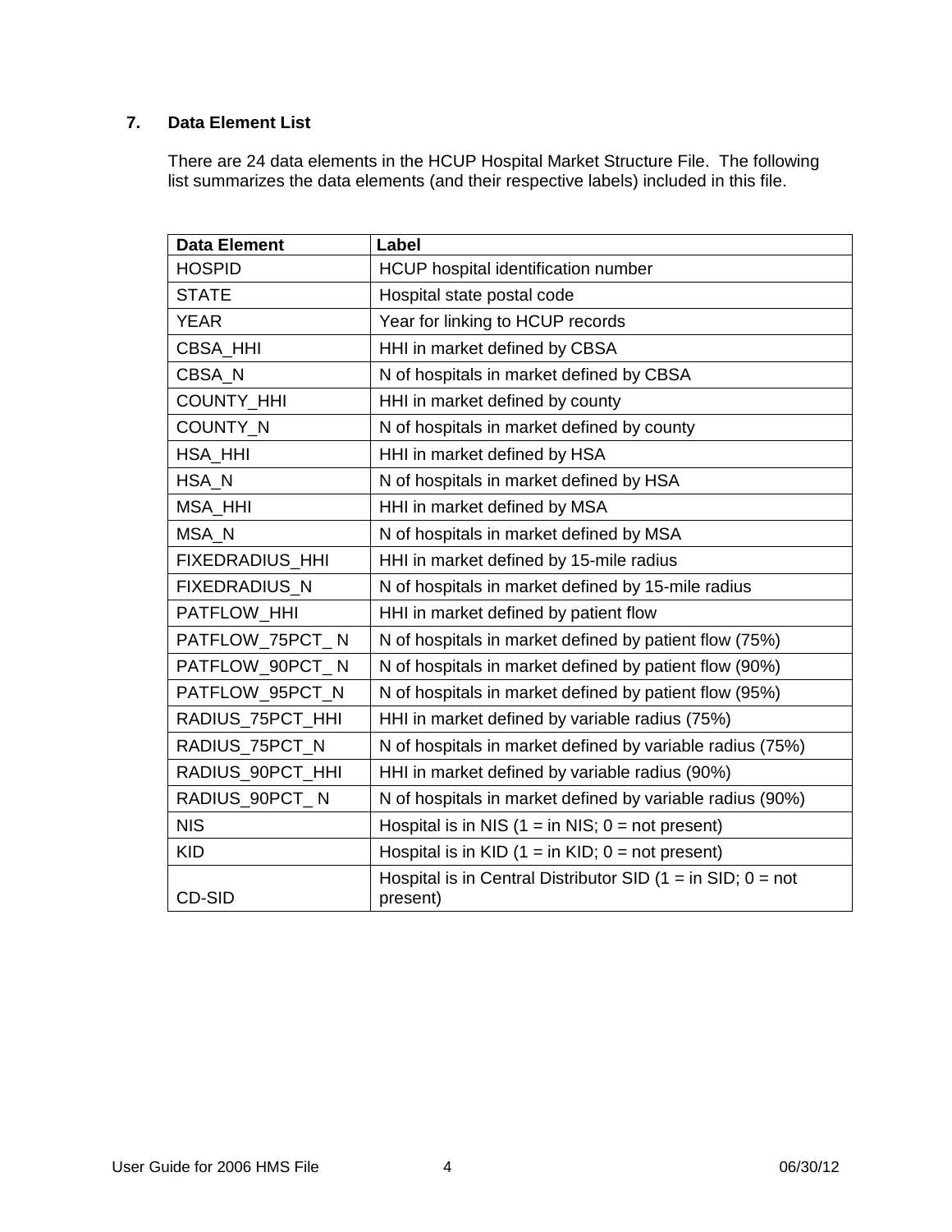## 7. Data Element List

There are 24 data elements in the HCUP Hospital Market Structure File. The following list summarizes the data elements (and their respective labels) included in this file.

| Data Element | Label |
|---|---|
| HOSPID | HCUP hospital identification number |
| STATE | Hospital state postal code |
| YEAR | Year for linking to HCUP records |
| CBSA_HHI | HHI in market defined by CBSA |
| CBSA_N | N of hospitals in market defined by CBSA |
| COUNTY_HHI | HHI in market defined by county |
| COUNTY_N | N of hospitals in market defined by county |
| HSA_HHI | HHI in market defined by HSA |
| HSA_N | N of hospitals in market defined by HSA |
| MSA_HHI | HHI in market defined by MSA |
| MSA_N | N of hospitals in market defined by MSA |
| FIXEDRADIUS_HHI | HHI in market defined by 15-mile radius |
| FIXEDRADIUS_N | N of hospitals in market defined by 15-mile radius |
| PATFLOW_HHI | HHI in market defined by patient flow |
| PATFLOW_75PCT_ N | N of hospitals in market defined by patient flow (75%) |
| PATFLOW_90PCT_ N | N of hospitals in market defined by patient flow (90%) |
| PATFLOW_95PCT_N | N of hospitals in market defined by patient flow (95%) |
| RADIUS_75PCT_HHI | HHI in market defined by variable radius (75%) |
| RADIUS_75PCT_N | N of hospitals in market defined by variable radius (75%) |
| RADIUS_90PCT_HHI | HHI in market defined by variable radius (90%) |
| RADIUS_90PCT_ N | N of hospitals in market defined by variable radius (90%) |
| NIS | Hospital is in NIS (1 = in NIS; 0 = not present) |
| KID | Hospital is in KID (1 = in KID; 0 = not present) |
| CD-SID | Hospital is in Central Distributor SID (1 = in SID; 0 = not present) |